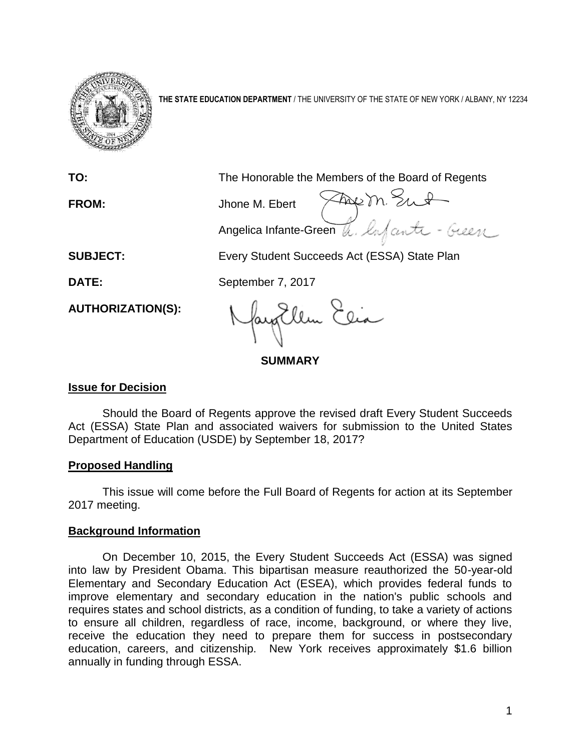**THE STATE EDUCATION DEPARTMENT** / THE UNIVERSITY OF THE STATE OF NEW YORK / ALBANY, NY 12234

| | |
|---|---|
| **TO:** | The Honorable the Members of the Board of Regents |
| **FROM:** | Jhone M. Ebert<br>Angelica Infante-Green |
| **SUBJECT:** | Every Student Succeeds Act (ESSA) State Plan |
| **DATE:** | September 7, 2017 |
| **AUTHORIZATION(S):** | |

**SUMMARY**

## Issue for Decision

Should the Board of Regents approve the revised draft Every Student Succeeds Act (ESSA) State Plan and associated waivers for submission to the United States Department of Education (USDE) by September 18, 2017?

## Proposed Handling

This issue will come before the Full Board of Regents for action at its September 2017 meeting.

## Background Information

On December 10, 2015, the Every Student Succeeds Act (ESSA) was signed into law by President Obama. This bipartisan measure reauthorized the 50-year-old Elementary and Secondary Education Act (ESEA), which provides federal funds to improve elementary and secondary education in the nation's public schools and requires states and school districts, as a condition of funding, to take a variety of actions to ensure all children, regardless of race, income, background, or where they live, receive the education they need to prepare them for success in postsecondary education, careers, and citizenship. New York receives approximately $1.6 billion annually in funding through ESSA.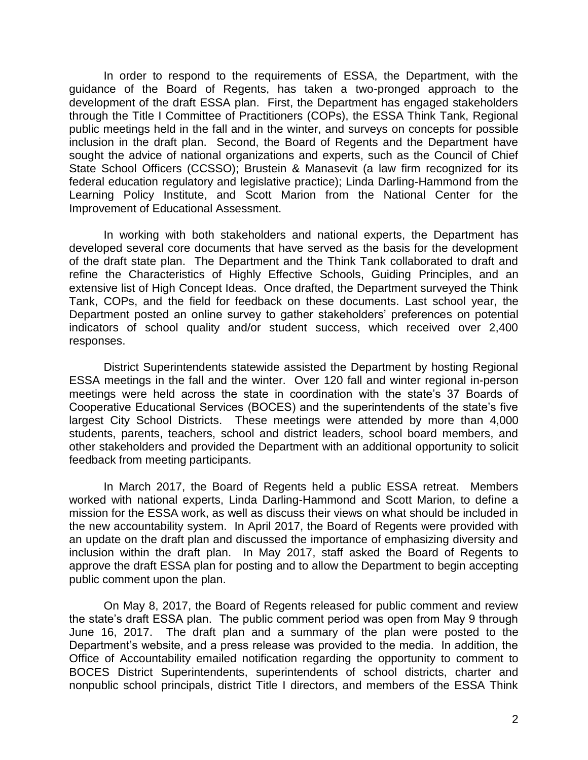In order to respond to the requirements of ESSA, the Department, with the guidance of the Board of Regents, has taken a two-pronged approach to the development of the draft ESSA plan. First, the Department has engaged stakeholders through the Title I Committee of Practitioners (COPs), the ESSA Think Tank, Regional public meetings held in the fall and in the winter, and surveys on concepts for possible inclusion in the draft plan. Second, the Board of Regents and the Department have sought the advice of national organizations and experts, such as the Council of Chief State School Officers (CCSSO); Brustein & Manasevit (a law firm recognized for its federal education regulatory and legislative practice); Linda Darling-Hammond from the Learning Policy Institute, and Scott Marion from the National Center for the Improvement of Educational Assessment.

In working with both stakeholders and national experts, the Department has developed several core documents that have served as the basis for the development of the draft state plan. The Department and the Think Tank collaborated to draft and refine the Characteristics of Highly Effective Schools, Guiding Principles, and an extensive list of High Concept Ideas. Once drafted, the Department surveyed the Think Tank, COPs, and the field for feedback on these documents. Last school year, the Department posted an online survey to gather stakeholders' preferences on potential indicators of school quality and/or student success, which received over 2,400 responses.

District Superintendents statewide assisted the Department by hosting Regional ESSA meetings in the fall and the winter. Over 120 fall and winter regional in-person meetings were held across the state in coordination with the state's 37 Boards of Cooperative Educational Services (BOCES) and the superintendents of the state's five largest City School Districts. These meetings were attended by more than 4,000 students, parents, teachers, school and district leaders, school board members, and other stakeholders and provided the Department with an additional opportunity to solicit feedback from meeting participants.

In March 2017, the Board of Regents held a public ESSA retreat. Members worked with national experts, Linda Darling-Hammond and Scott Marion, to define a mission for the ESSA work, as well as discuss their views on what should be included in the new accountability system. In April 2017, the Board of Regents were provided with an update on the draft plan and discussed the importance of emphasizing diversity and inclusion within the draft plan. In May 2017, staff asked the Board of Regents to approve the draft ESSA plan for posting and to allow the Department to begin accepting public comment upon the plan.

On May 8, 2017, the Board of Regents released for public comment and review the state's draft ESSA plan. The public comment period was open from May 9 through June 16, 2017. The draft plan and a summary of the plan were posted to the Department's website, and a press release was provided to the media. In addition, the Office of Accountability emailed notification regarding the opportunity to comment to BOCES District Superintendents, superintendents of school districts, charter and nonpublic school principals, district Title I directors, and members of the ESSA Think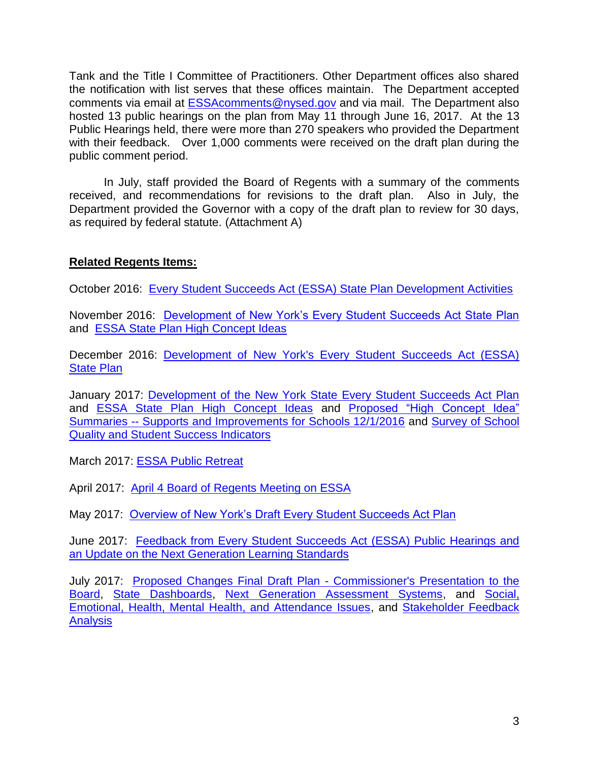Tank and the Title I Committee of Practitioners. Other Department offices also shared the notification with list serves that these offices maintain. The Department accepted comments via email at ESSAcomments@nysed.gov and via mail. The Department also hosted 13 public hearings on the plan from May 11 through June 16, 2017. At the 13 Public Hearings held, there were more than 270 speakers who provided the Department with their feedback. Over 1,000 comments were received on the draft plan during the public comment period.

In July, staff provided the Board of Regents with a summary of the comments received, and recommendations for revisions to the draft plan. Also in July, the Department provided the Governor with a copy of the draft plan to review for 30 days, as required by federal statute. (Attachment A)

**Related Regents Items:**

October 2016: Every Student Succeeds Act (ESSA) State Plan Development Activities

November 2016: Development of New York's Every Student Succeeds Act State Plan and ESSA State Plan High Concept Ideas

December 2016: Development of New York's Every Student Succeeds Act (ESSA) State Plan

January 2017: Development of the New York State Every Student Succeeds Act Plan and ESSA State Plan High Concept Ideas and Proposed "High Concept Idea" Summaries -- Supports and Improvements for Schools 12/1/2016 and Survey of School Quality and Student Success Indicators

March 2017: ESSA Public Retreat

April 2017: April 4 Board of Regents Meeting on ESSA

May 2017: Overview of New York's Draft Every Student Succeeds Act Plan

June 2017: Feedback from Every Student Succeeds Act (ESSA) Public Hearings and an Update on the Next Generation Learning Standards

July 2017: Proposed Changes Final Draft Plan - Commissioner's Presentation to the Board, State Dashboards, Next Generation Assessment Systems, and Social, Emotional, Health, Mental Health, and Attendance Issues, and Stakeholder Feedback Analysis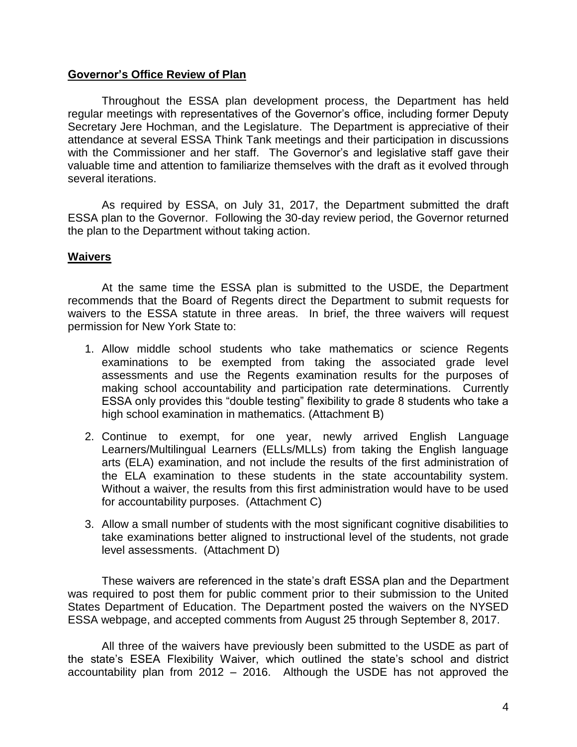**Governor's Office Review of Plan**

Throughout the ESSA plan development process, the Department has held regular meetings with representatives of the Governor's office, including former Deputy Secretary Jere Hochman, and the Legislature. The Department is appreciative of their attendance at several ESSA Think Tank meetings and their participation in discussions with the Commissioner and her staff. The Governor's and legislative staff gave their valuable time and attention to familiarize themselves with the draft as it evolved through several iterations.

As required by ESSA, on July 31, 2017, the Department submitted the draft ESSA plan to the Governor. Following the 30-day review period, the Governor returned the plan to the Department without taking action.

**Waivers**

At the same time the ESSA plan is submitted to the USDE, the Department recommends that the Board of Regents direct the Department to submit requests for waivers to the ESSA statute in three areas. In brief, the three waivers will request permission for New York State to:

1. Allow middle school students who take mathematics or science Regents examinations to be exempted from taking the associated grade level assessments and use the Regents examination results for the purposes of making school accountability and participation rate determinations. Currently ESSA only provides this "double testing" flexibility to grade 8 students who take a high school examination in mathematics. (Attachment B)

2. Continue to exempt, for one year, newly arrived English Language Learners/Multilingual Learners (ELLs/MLLs) from taking the English language arts (ELA) examination, and not include the results of the first administration of the ELA examination to these students in the state accountability system. Without a waiver, the results from this first administration would have to be used for accountability purposes. (Attachment C)

3. Allow a small number of students with the most significant cognitive disabilities to take examinations better aligned to instructional level of the students, not grade level assessments. (Attachment D)

These waivers are referenced in the state's draft ESSA plan and the Department was required to post them for public comment prior to their submission to the United States Department of Education. The Department posted the waivers on the NYSED ESSA webpage, and accepted comments from August 25 through September 8, 2017.

All three of the waivers have previously been submitted to the USDE as part of the state's ESEA Flexibility Waiver, which outlined the state's school and district accountability plan from 2012 – 2016. Although the USDE has not approved the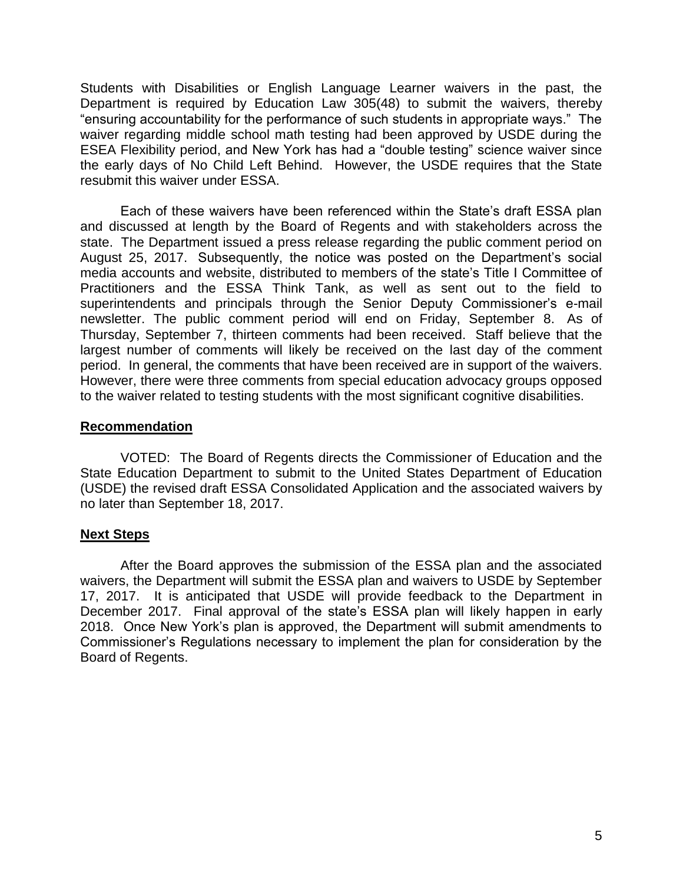Students with Disabilities or English Language Learner waivers in the past, the Department is required by Education Law 305(48) to submit the waivers, thereby "ensuring accountability for the performance of such students in appropriate ways." The waiver regarding middle school math testing had been approved by USDE during the ESEA Flexibility period, and New York has had a "double testing" science waiver since the early days of No Child Left Behind. However, the USDE requires that the State resubmit this waiver under ESSA.

Each of these waivers have been referenced within the State's draft ESSA plan and discussed at length by the Board of Regents and with stakeholders across the state. The Department issued a press release regarding the public comment period on August 25, 2017. Subsequently, the notice was posted on the Department's social media accounts and website, distributed to members of the state's Title I Committee of Practitioners and the ESSA Think Tank, as well as sent out to the field to superintendents and principals through the Senior Deputy Commissioner's e-mail newsletter. The public comment period will end on Friday, September 8. As of Thursday, September 7, thirteen comments had been received. Staff believe that the largest number of comments will likely be received on the last day of the comment period. In general, the comments that have been received are in support of the waivers. However, there were three comments from special education advocacy groups opposed to the waiver related to testing students with the most significant cognitive disabilities.

## Recommendation

VOTED: The Board of Regents directs the Commissioner of Education and the State Education Department to submit to the United States Department of Education (USDE) the revised draft ESSA Consolidated Application and the associated waivers by no later than September 18, 2017.

## Next Steps

After the Board approves the submission of the ESSA plan and the associated waivers, the Department will submit the ESSA plan and waivers to USDE by September 17, 2017. It is anticipated that USDE will provide feedback to the Department in December 2017. Final approval of the state's ESSA plan will likely happen in early 2018. Once New York's plan is approved, the Department will submit amendments to Commissioner's Regulations necessary to implement the plan for consideration by the Board of Regents.